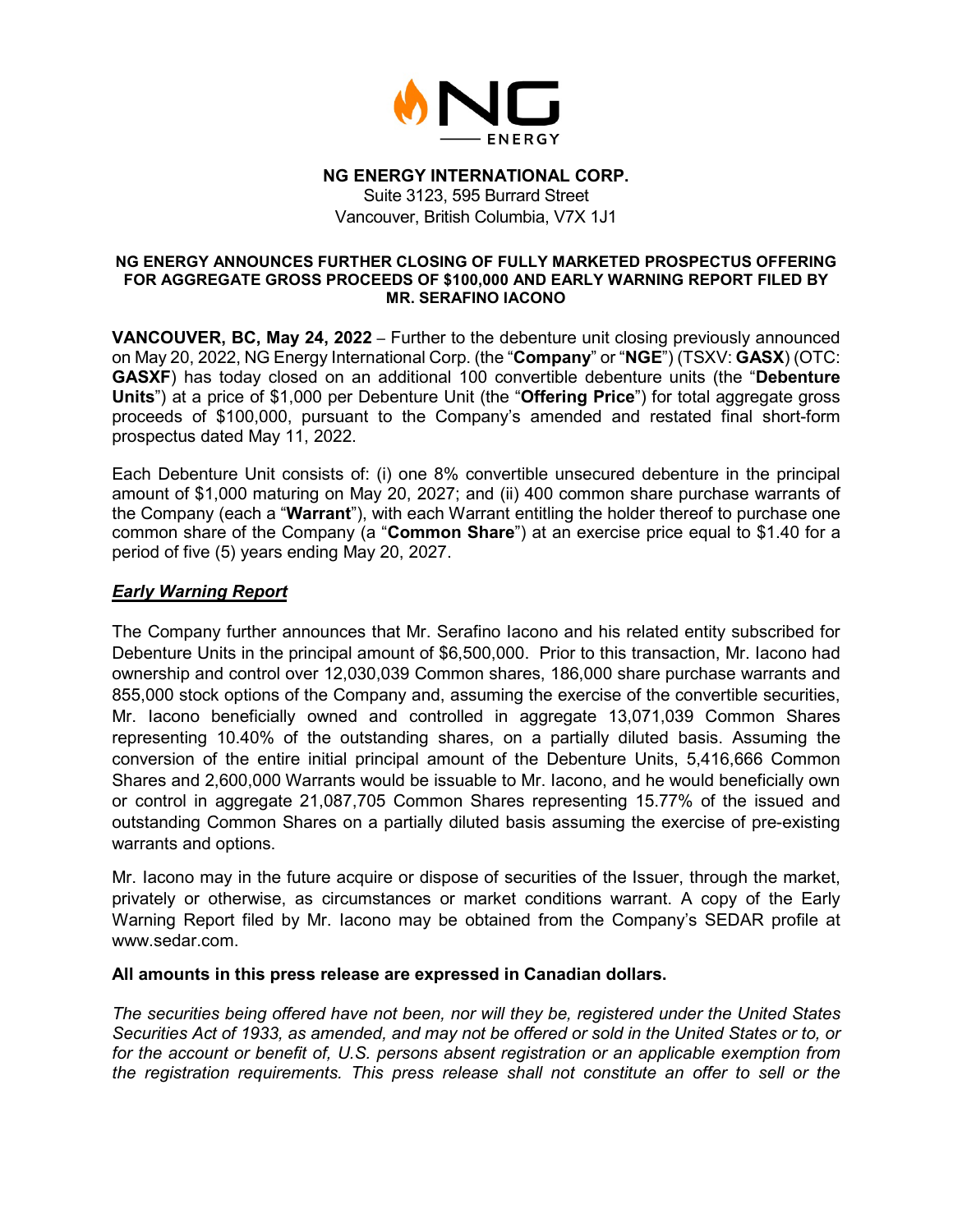**NG ENERGY INTERNATIONAL CORP.**
Suite 3123, 595 Burrard Street
Vancouver, British Columbia, V7X 1J1

**NG ENERGY ANNOUNCES FURTHER CLOSING OF FULLY MARKETED PROSPECTUS OFFERING FOR AGGREGATE GROSS PROCEEDS OF $100,000 AND EARLY WARNING REPORT FILED BY MR. SERAFINO IACONO**

**VANCOUVER, BC, May 24, 2022** – Further to the debenture unit closing previously announced on May 20, 2022, NG Energy International Corp. (the "**Company**" or "**NGE**") (TSXV: **GASX**) (OTC: **GASXF**) has today closed on an additional 100 convertible debenture units (the "**Debenture Units**") at a price of $1,000 per Debenture Unit (the "**Offering Price**") for total aggregate gross proceeds of $100,000, pursuant to the Company's amended and restated final short-form prospectus dated May 11, 2022.

Each Debenture Unit consists of: (i) one 8% convertible unsecured debenture in the principal amount of $1,000 maturing on May 20, 2027; and (ii) 400 common share purchase warrants of the Company (each a "**Warrant**"), with each Warrant entitling the holder thereof to purchase one common share of the Company (a "**Common Share**") at an exercise price equal to $1.40 for a period of five (5) years ending May 20, 2027.

***Early Warning Report***

The Company further announces that Mr. Serafino Iacono and his related entity subscribed for Debenture Units in the principal amount of $6,500,000. Prior to this transaction, Mr. Iacono had ownership and control over 12,030,039 Common shares, 186,000 share purchase warrants and 855,000 stock options of the Company and, assuming the exercise of the convertible securities, Mr. Iacono beneficially owned and controlled in aggregate 13,071,039 Common Shares representing 10.40% of the outstanding shares, on a partially diluted basis. Assuming the conversion of the entire initial principal amount of the Debenture Units, 5,416,666 Common Shares and 2,600,000 Warrants would be issuable to Mr. Iacono, and he would beneficially own or control in aggregate 21,087,705 Common Shares representing 15.77% of the issued and outstanding Common Shares on a partially diluted basis assuming the exercise of pre-existing warrants and options.

Mr. Iacono may in the future acquire or dispose of securities of the Issuer, through the market, privately or otherwise, as circumstances or market conditions warrant. A copy of the Early Warning Report filed by Mr. Iacono may be obtained from the Company's SEDAR profile at www.sedar.com.

**All amounts in this press release are expressed in Canadian dollars.**

*The securities being offered have not been, nor will they be, registered under the United States Securities Act of 1933, as amended, and may not be offered or sold in the United States or to, or for the account or benefit of, U.S. persons absent registration or an applicable exemption from the registration requirements. This press release shall not constitute an offer to sell or the*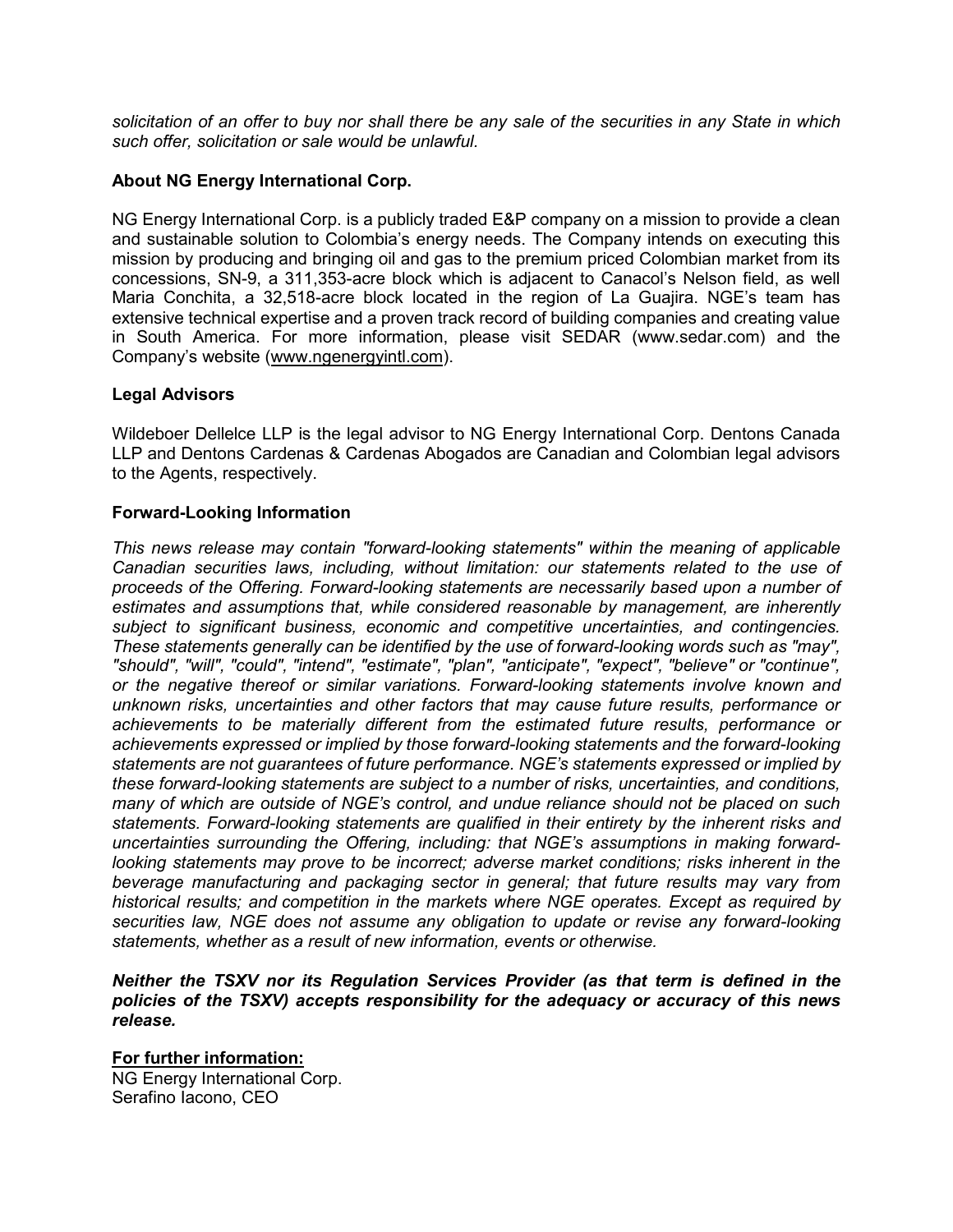*solicitation of an offer to buy nor shall there be any sale of the securities in any State in which such offer, solicitation or sale would be unlawful.*

### About NG Energy International Corp.

NG Energy International Corp. is a publicly traded E&P company on a mission to provide a clean and sustainable solution to Colombia's energy needs. The Company intends on executing this mission by producing and bringing oil and gas to the premium priced Colombian market from its concessions, SN-9, a 311,353-acre block which is adjacent to Canacol's Nelson field, as well Maria Conchita, a 32,518-acre block located in the region of La Guajira. NGE's team has extensive technical expertise and a proven track record of building companies and creating value in South America. For more information, please visit SEDAR (www.sedar.com) and the Company's website (www.ngenergyintl.com).

### Legal Advisors

Wildeboer Dellelce LLP is the legal advisor to NG Energy International Corp. Dentons Canada LLP and Dentons Cardenas & Cardenas Abogados are Canadian and Colombian legal advisors to the Agents, respectively.

### Forward-Looking Information

*This news release may contain "forward-looking statements" within the meaning of applicable Canadian securities laws, including, without limitation: our statements related to the use of proceeds of the Offering. Forward-looking statements are necessarily based upon a number of estimates and assumptions that, while considered reasonable by management, are inherently subject to significant business, economic and competitive uncertainties, and contingencies. These statements generally can be identified by the use of forward-looking words such as "may", "should", "will", "could", "intend", "estimate", "plan", "anticipate", "expect", "believe" or "continue", or the negative thereof or similar variations. Forward-looking statements involve known and unknown risks, uncertainties and other factors that may cause future results, performance or achievements to be materially different from the estimated future results, performance or achievements expressed or implied by those forward-looking statements and the forward-looking statements are not guarantees of future performance. NGE's statements expressed or implied by these forward-looking statements are subject to a number of risks, uncertainties, and conditions, many of which are outside of NGE's control, and undue reliance should not be placed on such statements. Forward-looking statements are qualified in their entirety by the inherent risks and uncertainties surrounding the Offering, including: that NGE's assumptions in making forward-looking statements may prove to be incorrect; adverse market conditions; risks inherent in the beverage manufacturing and packaging sector in general; that future results may vary from historical results; and competition in the markets where NGE operates. Except as required by securities law, NGE does not assume any obligation to update or revise any forward-looking statements, whether as a result of new information, events or otherwise.*

***Neither the TSXV nor its Regulation Services Provider (as that term is defined in the policies of the TSXV) accepts responsibility for the adequacy or accuracy of this news release.***

**For further information:**
NG Energy International Corp.
Serafino Iacono, CEO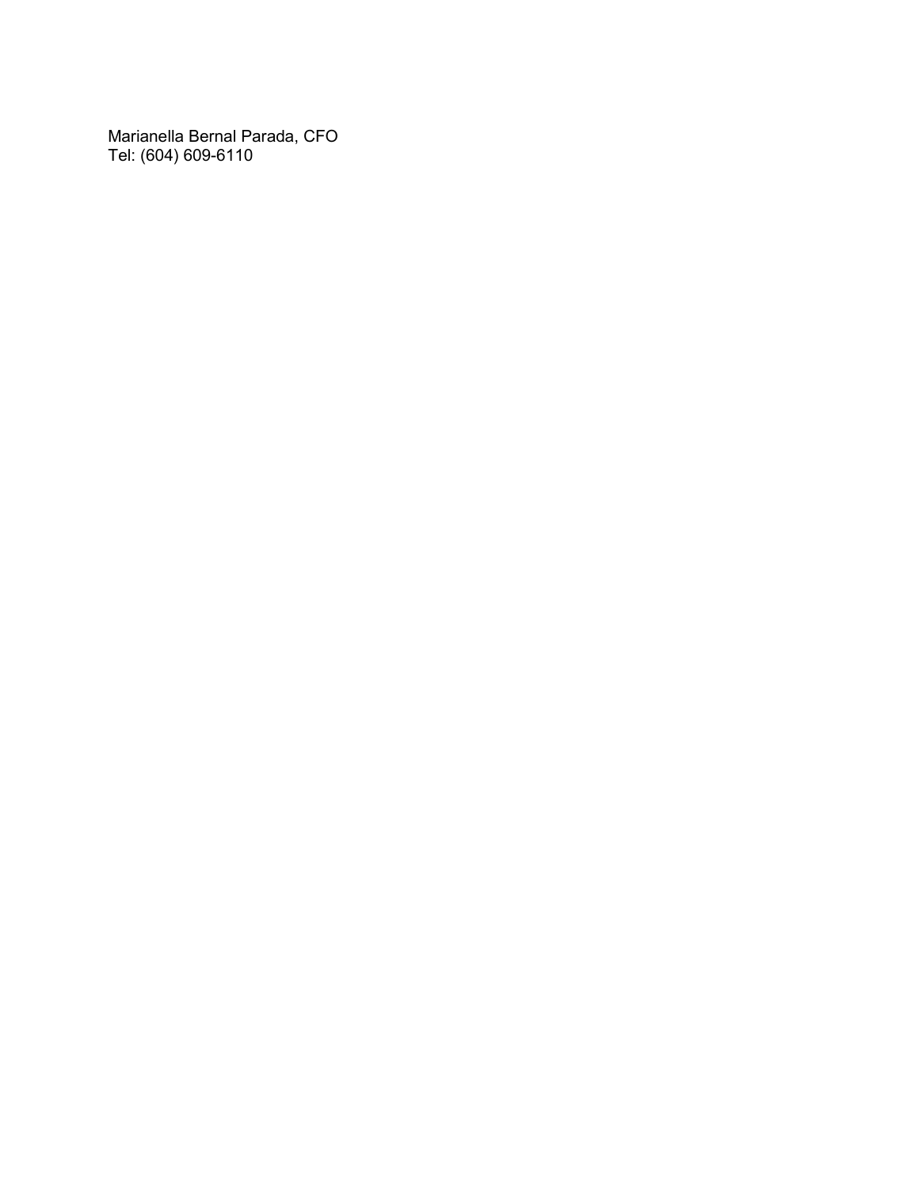Marianella Bernal Parada, CFO
Tel: (604) 609-6110